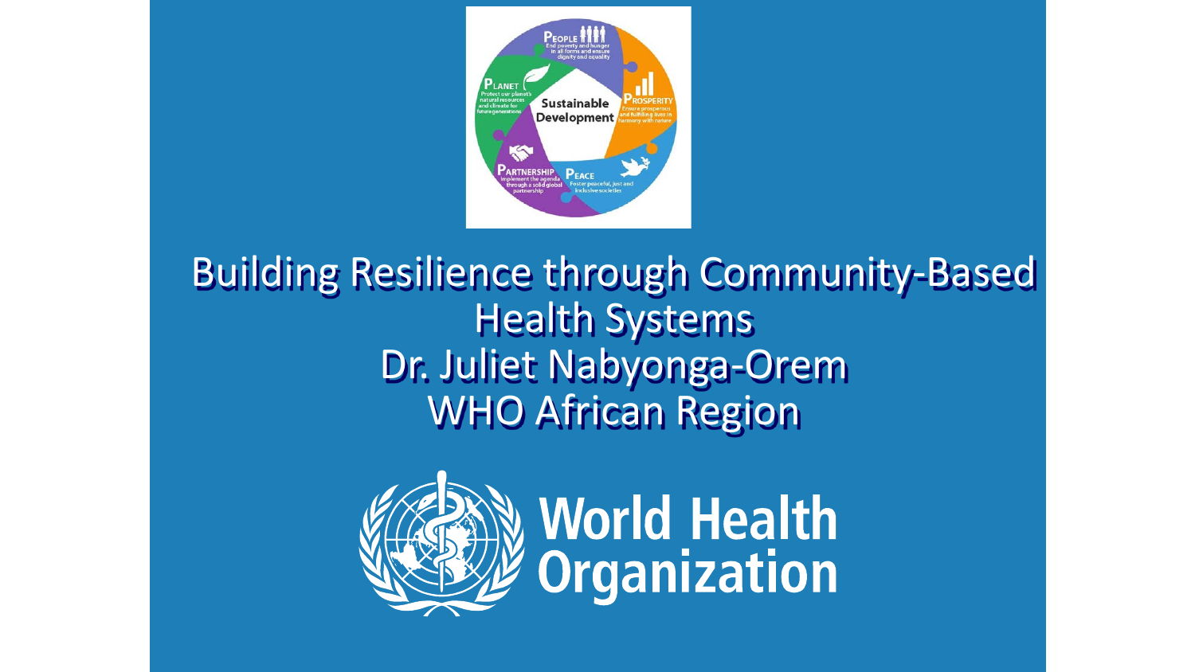# Building Resilience through Community-Based Health Systems

Dr. Juliet Nabyonga-Orem

WHO African Region

World Health Organization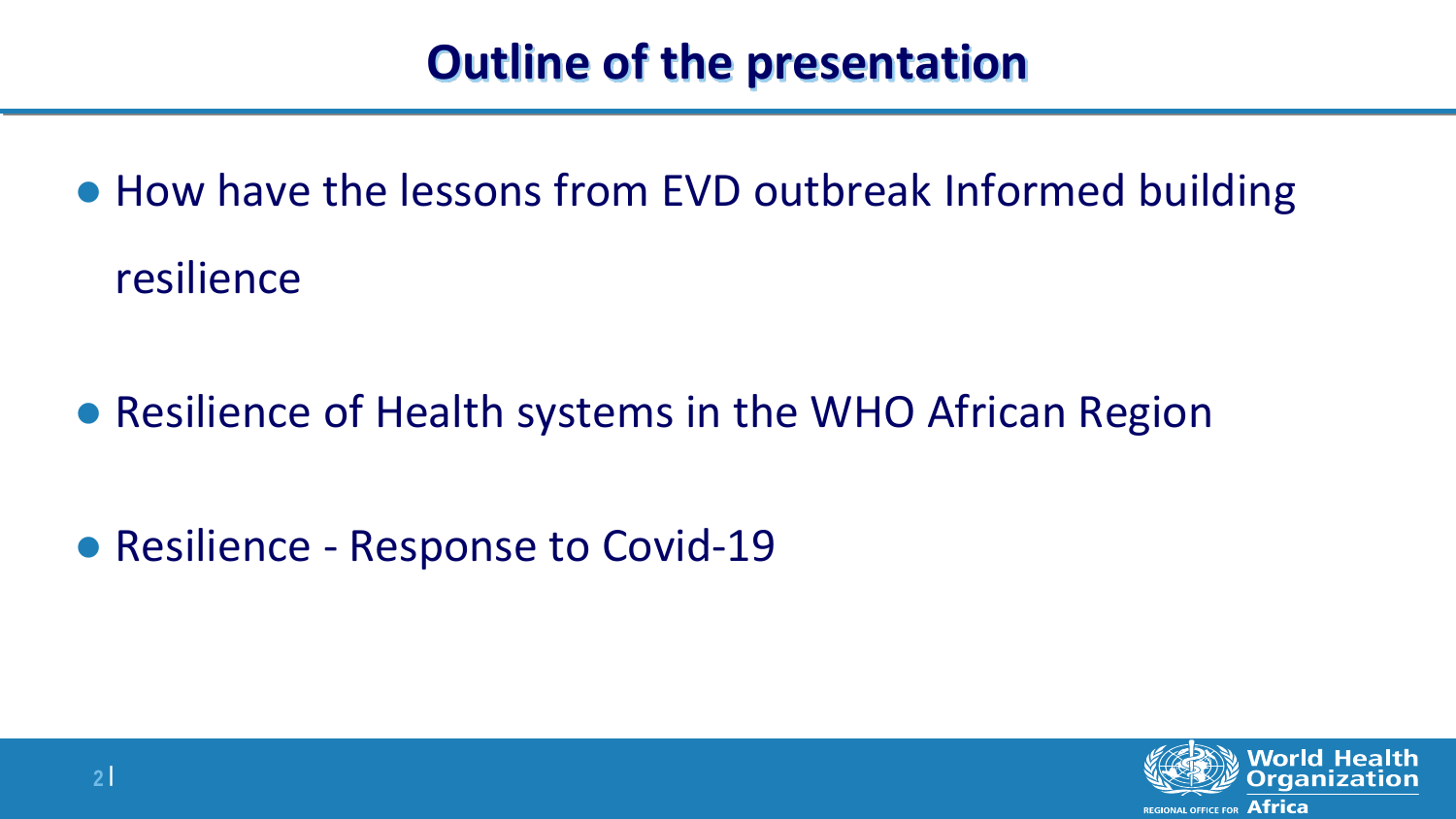# Outline of the presentation

- How have the lessons from EVD outbreak Informed building resilience
- Resilience of Health systems in the WHO African Region
- Resilience - Response to Covid-19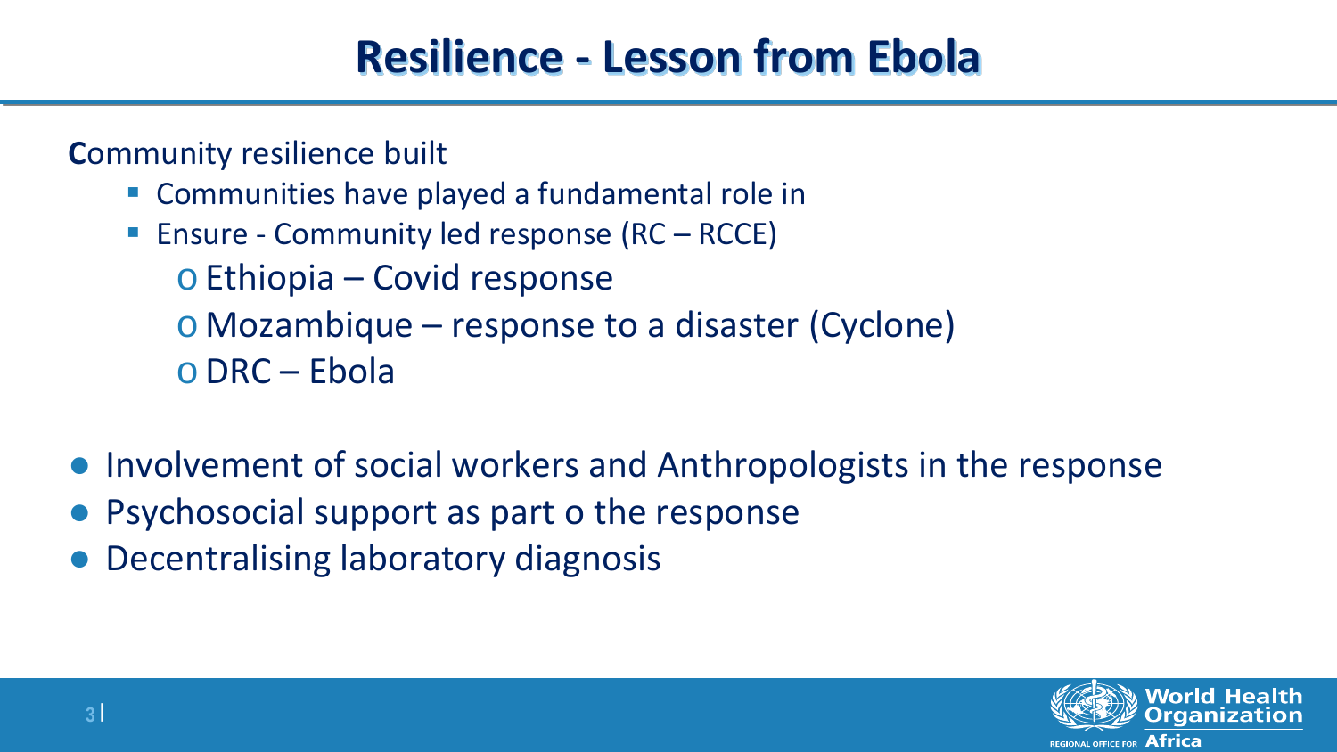# Resilience - Lesson from Ebola

**C**ommunity resilience built

- Communities have played a fundamental role in
- Ensure - Community led response (RC – RCCE)
  - Ethiopia – Covid response
  - Mozambique – response to a disaster (Cyclone)
  - DRC – Ebola

- Involvement of social workers and Anthropologists in the response
- Psychosocial support as part o the response
- Decentralising laboratory diagnosis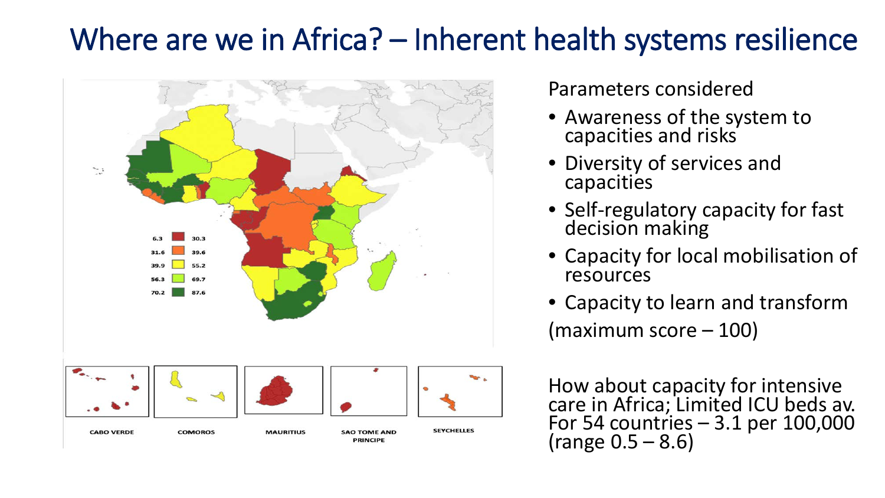# Where are we in Africa? – Inherent health systems resilience

| | |
|---|---|
| 6.3 | 30.3 |
| 31.6 | 39.6 |
| 39.9 | 55.2 |
| 56.3 | 69.7 |
| 70.2 | 87.6 |

CABO VERDE COMOROS MAURITIUS SAO TOME AND PRINCIPE SEYCHELLES

Parameters considered

- Awareness of the system to capacities and risks
- Diversity of services and capacities
- Self-regulatory capacity for fast decision making
- Capacity for local mobilisation of resources
- Capacity to learn and transform

(maximum score – 100)

How about capacity for intensive care in Africa; Limited ICU beds av. For 54 countries – 3.1 per 100,000 (range 0.5 – 8.6)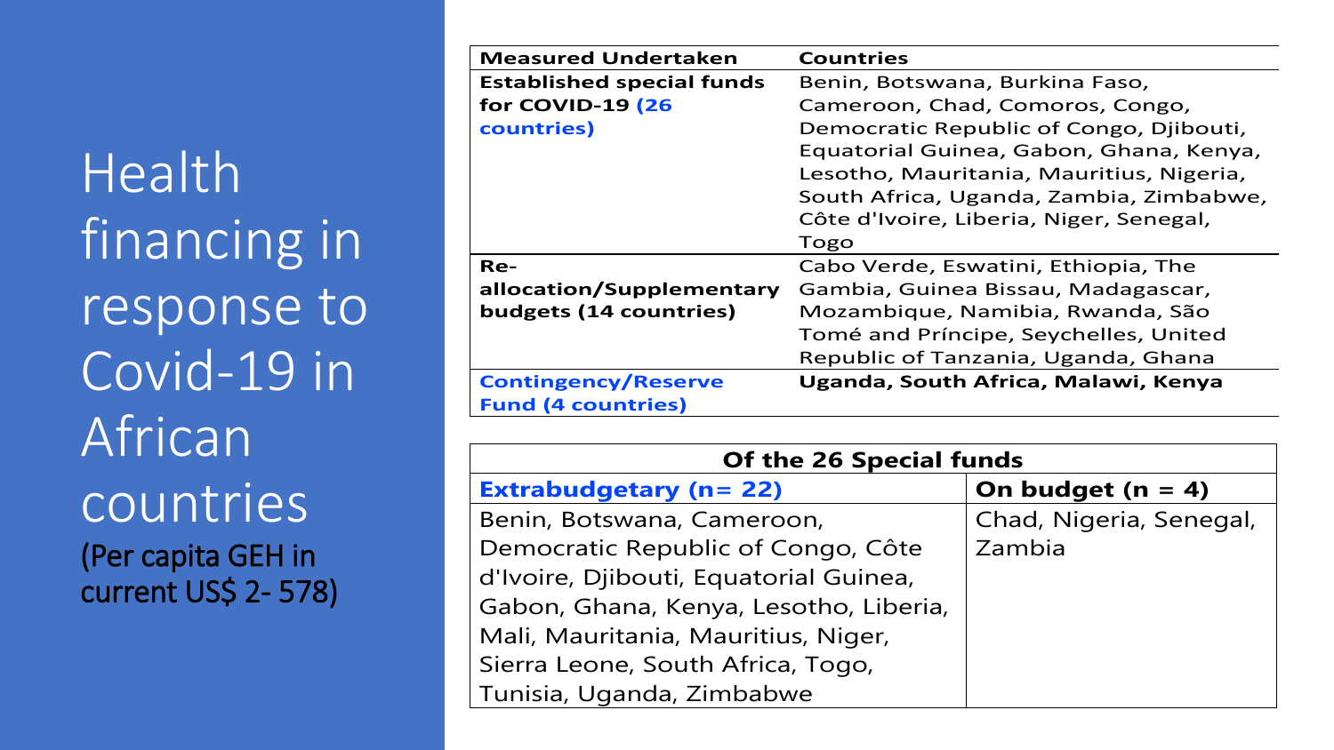# Health financing in response to Covid-19 in African countries

(Per capita GEH in current US$ 2- 578)

| Measured Undertaken | Countries |
| --- | --- |
| **Established special funds for COVID-19 (26 countries)** | Benin, Botswana, Burkina Faso, Cameroon, Chad, Comoros, Congo, Democratic Republic of Congo, Djibouti, Equatorial Guinea, Gabon, Ghana, Kenya, Lesotho, Mauritania, Mauritius, Nigeria, South Africa, Uganda, Zambia, Zimbabwe, Côte d'Ivoire, Liberia, Niger, Senegal, Togo |
| **Re-allocation/Supplementary budgets (14 countries)** | Cabo Verde, Eswatini, Ethiopia, The Gambia, Guinea Bissau, Madagascar, Mozambique, Namibia, Rwanda, São Tomé and Príncipe, Seychelles, United Republic of Tanzania, Uganda, Ghana |
| **Contingency/Reserve Fund (4 countries)** | **Uganda, South Africa, Malawi, Kenya** |

| **Of the 26 Special funds** | |
| --- | --- |
| **Extrabudgetary (n= 22)** | **On budget (n = 4)** |
| Benin, Botswana, Cameroon, Democratic Republic of Congo, Côte d'Ivoire, Djibouti, Equatorial Guinea, Gabon, Ghana, Kenya, Lesotho, Liberia, Mali, Mauritania, Mauritius, Niger, Sierra Leone, South Africa, Togo, Tunisia, Uganda, Zimbabwe | Chad, Nigeria, Senegal, Zambia |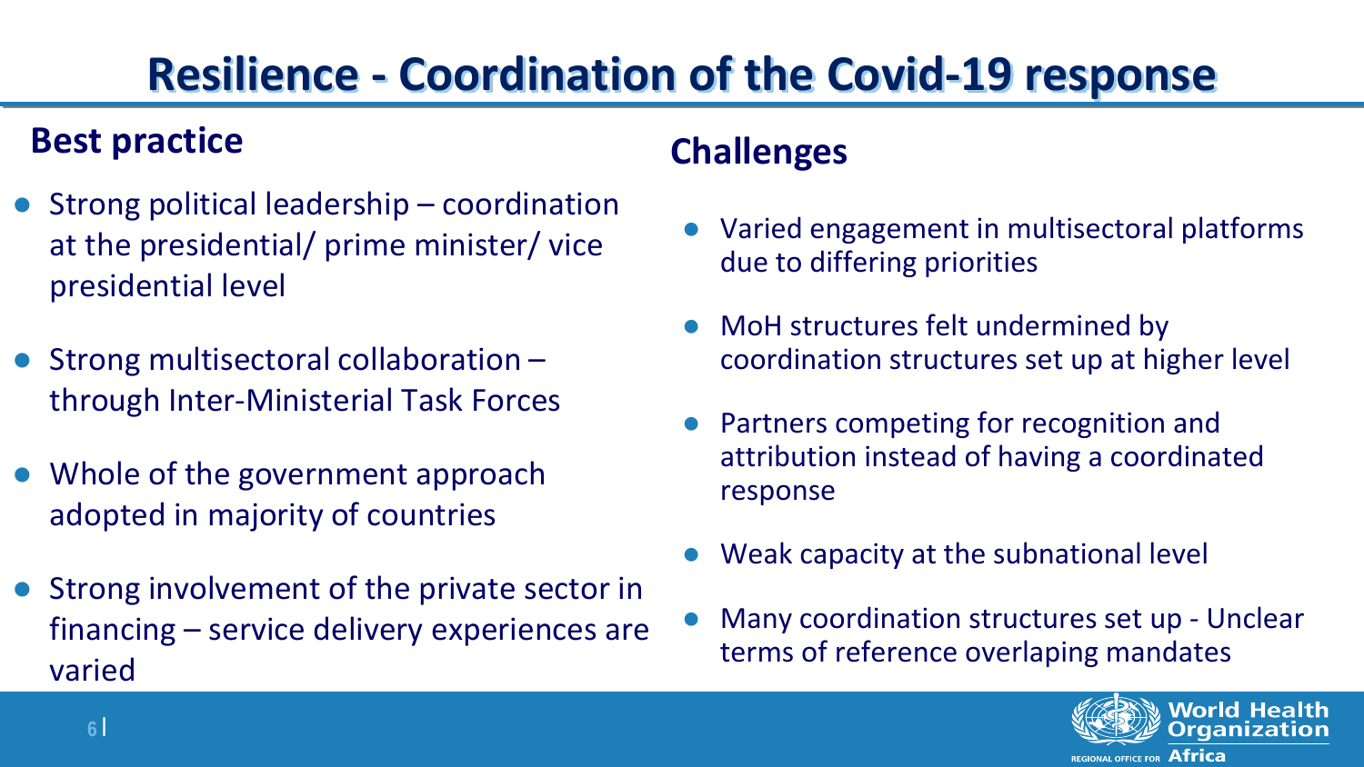# Resilience - Coordination of the Covid-19 response

## Best practice

- Strong political leadership – coordination at the presidential/ prime minister/ vice presidential level
- Strong multisectoral collaboration – through Inter-Ministerial Task Forces
- Whole of the government approach adopted in majority of countries
- Strong involvement of the private sector in financing – service delivery experiences are varied

## Challenges

- Varied engagement in multisectoral platforms due to differing priorities
- MoH structures felt undermined by coordination structures set up at higher level
- Partners competing for recognition and attribution instead of having a coordinated response
- Weak capacity at the subnational level
- Many coordination structures set up - Unclear terms of reference overlaping mandates